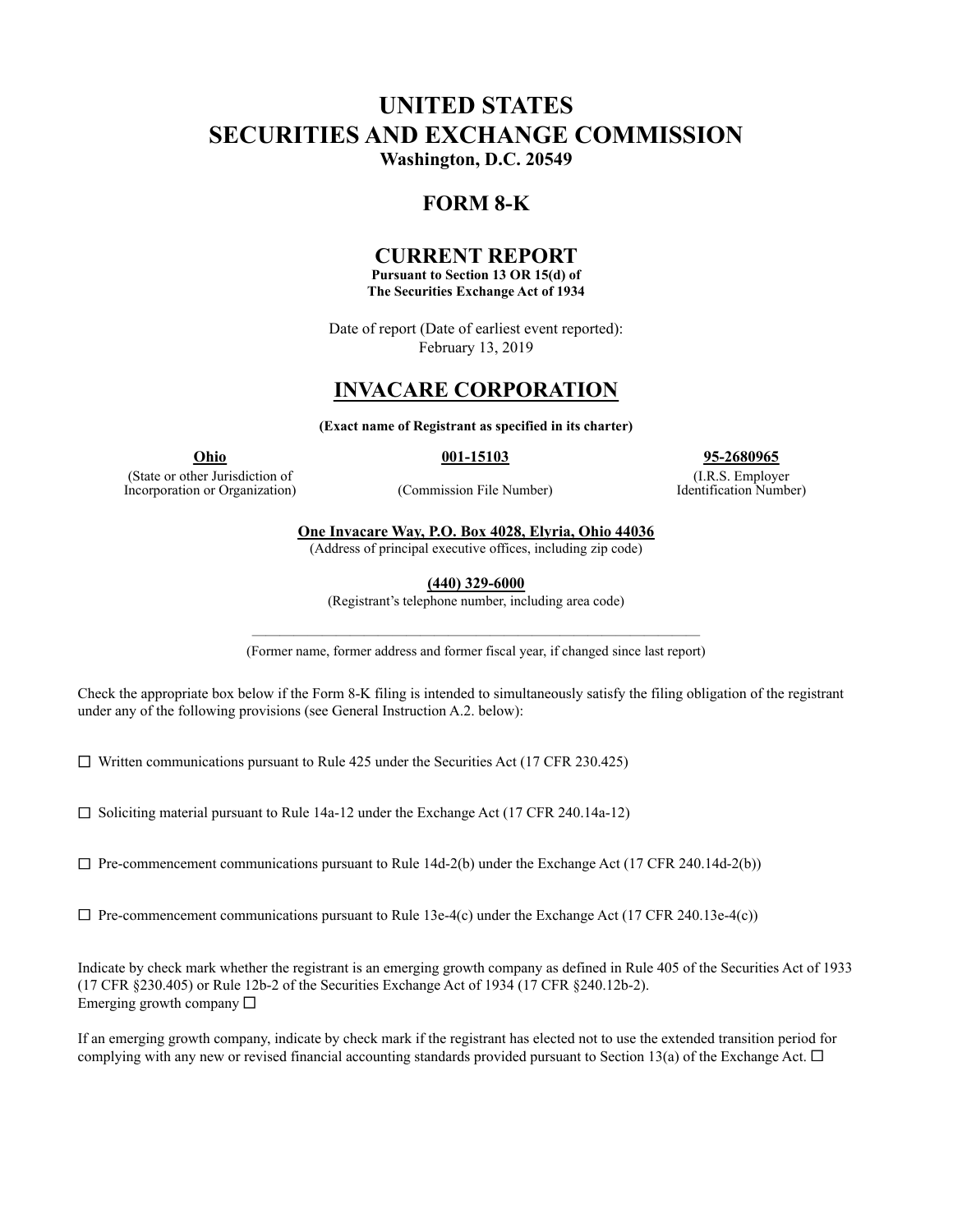# UNITED STATES
# SECURITIES AND EXCHANGE COMMISSION

**Washington, D.C. 20549**

## FORM 8-K

## CURRENT REPORT

**Pursuant to Section 13 OR 15(d) of**
**The Securities Exchange Act of 1934**

Date of report (Date of earliest event reported):
February 13, 2019

## INVACARE CORPORATION

**(Exact name of Registrant as specified in its charter)**

| **Ohio** | **001-15103** | **95-2680965** |
|---|---|---|
| (State or other Jurisdiction of Incorporation or Organization) | (Commission File Number) | (I.R.S. Employer Identification Number) |

**One Invacare Way, P.O. Box 4028, Elyria, Ohio 44036**
(Address of principal executive offices, including zip code)

**(440) 329-6000**
(Registrant's telephone number, including area code)

(Former name, former address and former fiscal year, if changed since last report)

Check the appropriate box below if the Form 8-K filing is intended to simultaneously satisfy the filing obligation of the registrant under any of the following provisions (see General Instruction A.2. below):

☐ Written communications pursuant to Rule 425 under the Securities Act (17 CFR 230.425)

☐ Soliciting material pursuant to Rule 14a-12 under the Exchange Act (17 CFR 240.14a-12)

☐ Pre-commencement communications pursuant to Rule 14d-2(b) under the Exchange Act (17 CFR 240.14d-2(b))

☐ Pre-commencement communications pursuant to Rule 13e-4(c) under the Exchange Act (17 CFR 240.13e-4(c))

Indicate by check mark whether the registrant is an emerging growth company as defined in Rule 405 of the Securities Act of 1933 (17 CFR §230.405) or Rule 12b-2 of the Securities Exchange Act of 1934 (17 CFR §240.12b-2).
Emerging growth company ☐

If an emerging growth company, indicate by check mark if the registrant has elected not to use the extended transition period for complying with any new or revised financial accounting standards provided pursuant to Section 13(a) of the Exchange Act. ☐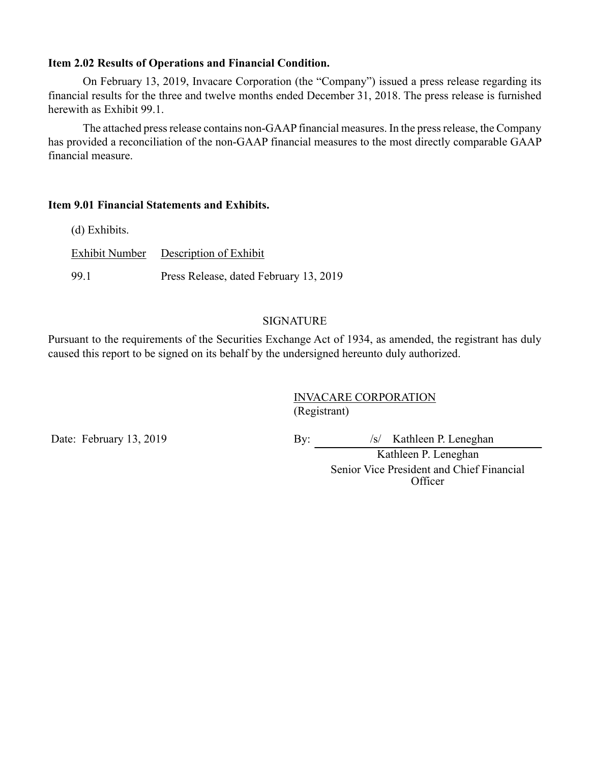**Item 2.02 Results of Operations and Financial Condition.**

On February 13, 2019, Invacare Corporation (the "Company") issued a press release regarding its financial results for the three and twelve months ended December 31, 2018. The press release is furnished herewith as Exhibit 99.1.

The attached press release contains non-GAAP financial measures. In the press release, the Company has provided a reconciliation of the non-GAAP financial measures to the most directly comparable GAAP financial measure.

**Item 9.01 Financial Statements and Exhibits.**

(d) Exhibits.

| Exhibit Number | Description of Exhibit |
|---|---|
| 99.1 | Press Release, dated February 13, 2019 |

SIGNATURE

Pursuant to the requirements of the Securities Exchange Act of 1934, as amended, the registrant has duly caused this report to be signed on its behalf by the undersigned hereunto duly authorized.

INVACARE CORPORATION
(Registrant)

Date: February 13, 2019

By: /s/ Kathleen P. Leneghan
Kathleen P. Leneghan
Senior Vice President and Chief Financial Officer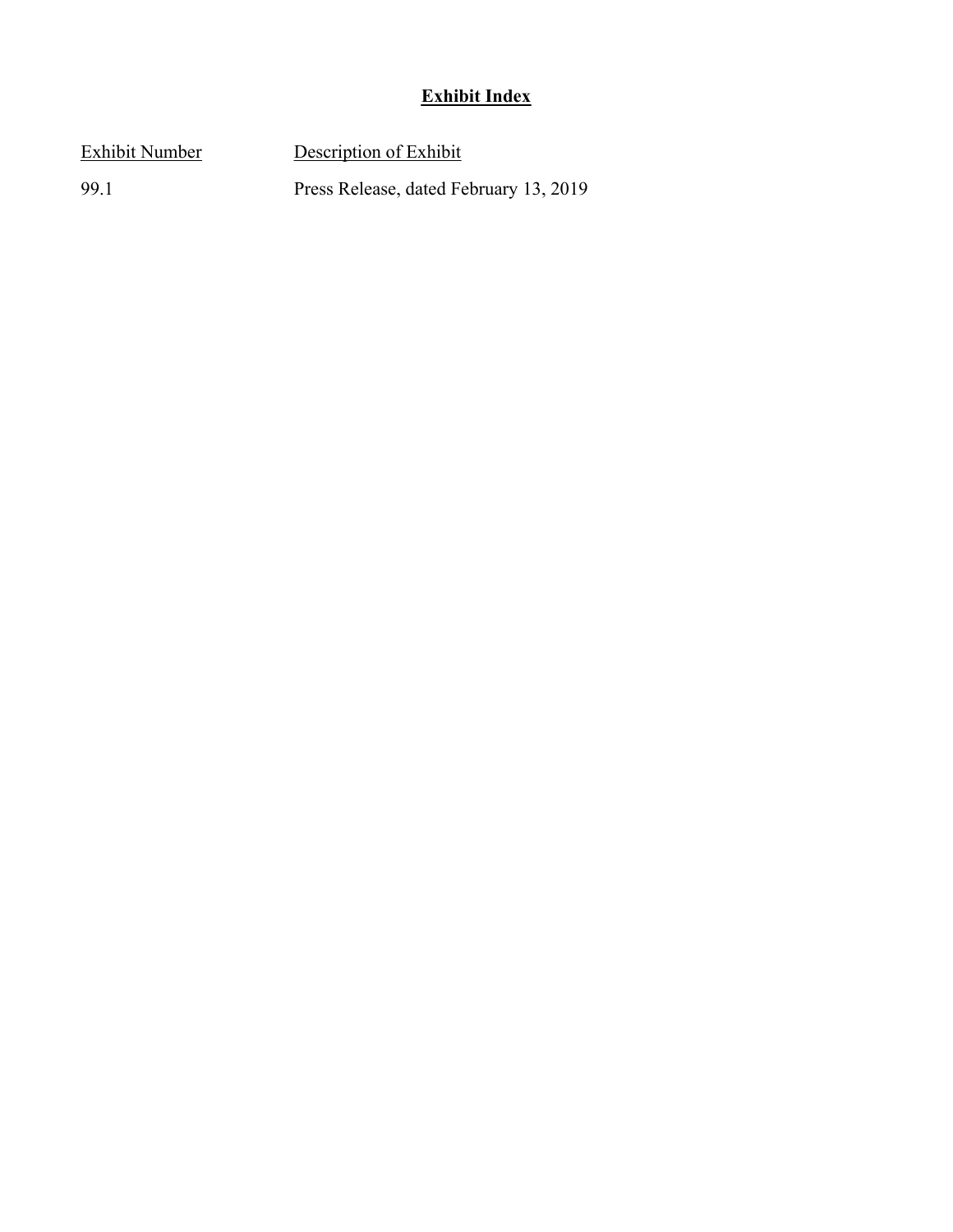# Exhibit Index

| Exhibit Number | Description of Exhibit |
| --- | --- |
| 99.1 | Press Release, dated February 13, 2019 |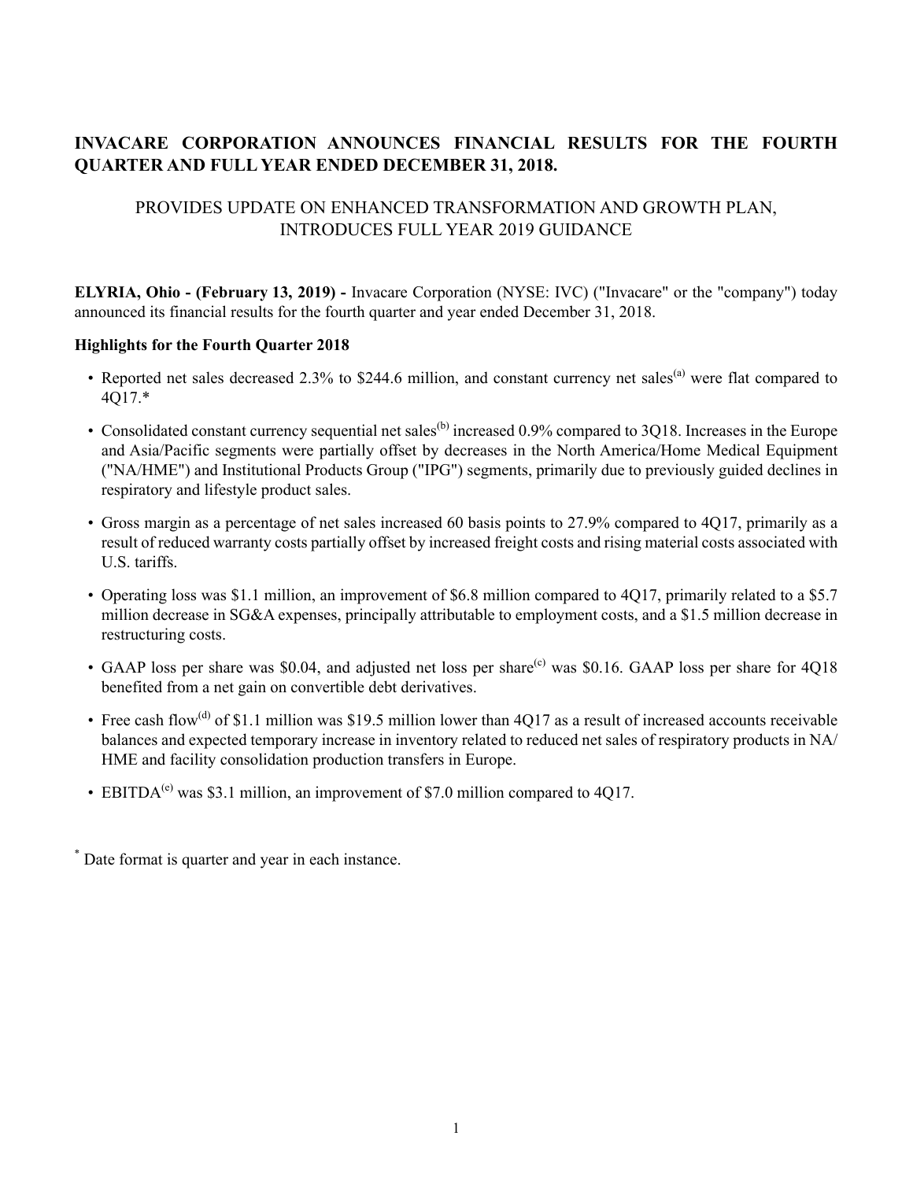# INVACARE CORPORATION ANNOUNCES FINANCIAL RESULTS FOR THE FOURTH QUARTER AND FULL YEAR ENDED DECEMBER 31, 2018.

## PROVIDES UPDATE ON ENHANCED TRANSFORMATION AND GROWTH PLAN, INTRODUCES FULL YEAR 2019 GUIDANCE

**ELYRIA, Ohio - (February 13, 2019) -** Invacare Corporation (NYSE: IVC) ("Invacare" or the "company") today announced its financial results for the fourth quarter and year ended December 31, 2018.

**Highlights for the Fourth Quarter 2018**

- Reported net sales decreased 2.3% to $244.6 million, and constant currency net sales[a] were flat compared to 4Q17.*
- Consolidated constant currency sequential net sales[b] increased 0.9% compared to 3Q18. Increases in the Europe and Asia/Pacific segments were partially offset by decreases in the North America/Home Medical Equipment ("NA/HME") and Institutional Products Group ("IPG") segments, primarily due to previously guided declines in respiratory and lifestyle product sales.
- Gross margin as a percentage of net sales increased 60 basis points to 27.9% compared to 4Q17, primarily as a result of reduced warranty costs partially offset by increased freight costs and rising material costs associated with U.S. tariffs.
- Operating loss was $1.1 million, an improvement of $6.8 million compared to 4Q17, primarily related to a $5.7 million decrease in SG&A expenses, principally attributable to employment costs, and a $1.5 million decrease in restructuring costs.
- GAAP loss per share was $0.04, and adjusted net loss per share[c] was $0.16. GAAP loss per share for 4Q18 benefited from a net gain on convertible debt derivatives.
- Free cash flow[d] of $1.1 million was $19.5 million lower than 4Q17 as a result of increased accounts receivable balances and expected temporary increase in inventory related to reduced net sales of respiratory products in NA/HME and facility consolidation production transfers in Europe.
- EBITDA[e] was $3.1 million, an improvement of $7.0 million compared to 4Q17.

* Date format is quarter and year in each instance.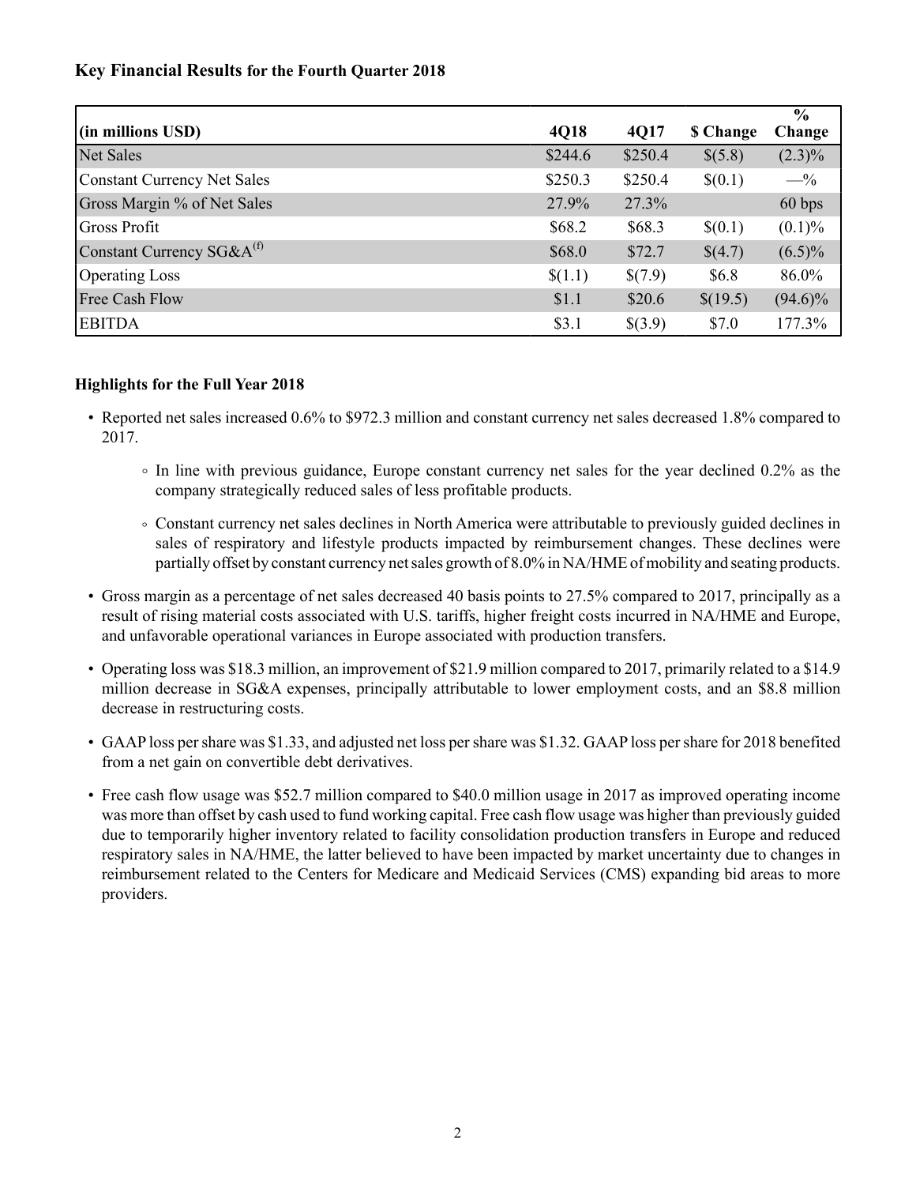## Key Financial Results for the Fourth Quarter 2018

| (in millions USD) | 4Q18 | 4Q17 | $ Change | % Change |
|---|---|---|---|---|
| Net Sales | $244.6 | $250.4 | $(5.8) | (2.3)% |
| Constant Currency Net Sales | $250.3 | $250.4 | $(0.1) | —% |
| Gross Margin % of Net Sales | 27.9% | 27.3% | | 60 bps |
| Gross Profit | $68.2 | $68.3 | $(0.1) | (0.1)% |
| Constant Currency SG&A[(f)] | $68.0 | $72.7 | $(4.7) | (6.5)% |
| Operating Loss | $(1.1) | $(7.9) | $6.8 | 86.0% |
| Free Cash Flow | $1.1 | $20.6 | $(19.5) | (94.6)% |
| EBITDA | $3.1 | $(3.9) | $7.0 | 177.3% |

## Highlights for the Full Year 2018

- Reported net sales increased 0.6% to $972.3 million and constant currency net sales decreased 1.8% compared to 2017.
    - In line with previous guidance, Europe constant currency net sales for the year declined 0.2% as the company strategically reduced sales of less profitable products.
    - Constant currency net sales declines in North America were attributable to previously guided declines in sales of respiratory and lifestyle products impacted by reimbursement changes. These declines were partially offset by constant currency net sales growth of 8.0% in NA/HME of mobility and seating products.
- Gross margin as a percentage of net sales decreased 40 basis points to 27.5% compared to 2017, principally as a result of rising material costs associated with U.S. tariffs, higher freight costs incurred in NA/HME and Europe, and unfavorable operational variances in Europe associated with production transfers.
- Operating loss was $18.3 million, an improvement of $21.9 million compared to 2017, primarily related to a $14.9 million decrease in SG&A expenses, principally attributable to lower employment costs, and an $8.8 million decrease in restructuring costs.
- GAAP loss per share was $1.33, and adjusted net loss per share was $1.32. GAAP loss per share for 2018 benefited from a net gain on convertible debt derivatives.
- Free cash flow usage was $52.7 million compared to $40.0 million usage in 2017 as improved operating income was more than offset by cash used to fund working capital. Free cash flow usage was higher than previously guided due to temporarily higher inventory related to facility consolidation production transfers in Europe and reduced respiratory sales in NA/HME, the latter believed to have been impacted by market uncertainty due to changes in reimbursement related to the Centers for Medicare and Medicaid Services (CMS) expanding bid areas to more providers.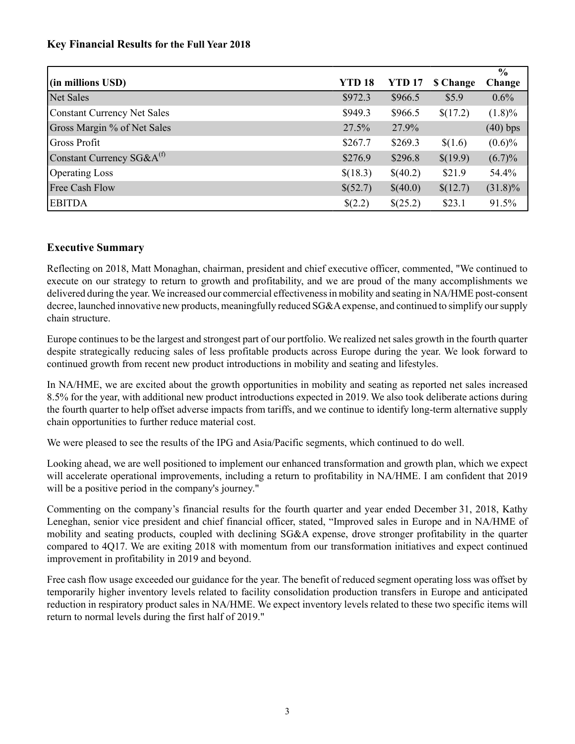**Key Financial Results for the Full Year 2018**

| (in millions USD) | YTD 18 | YTD 17 | $ Change | % Change |
|---|---|---|---|---|
| Net Sales | $972.3 | $966.5 | $5.9 | 0.6% |
| Constant Currency Net Sales | $949.3 | $966.5 | $(17.2) | (1.8)% |
| Gross Margin % of Net Sales | 27.5% | 27.9% | | (40) bps |
| Gross Profit | $267.7 | $269.3 | $(1.6) | (0.6)% |
| Constant Currency SG&A[(f)] | $276.9 | $296.8 | $(19.9) | (6.7)% |
| Operating Loss | $(18.3) | $(40.2) | $21.9 | 54.4% |
| Free Cash Flow | $(52.7) | $(40.0) | $(12.7) | (31.8)% |
| EBITDA | $(2.2) | $(25.2) | $23.1 | 91.5% |

## Executive Summary

Reflecting on 2018, Matt Monaghan, chairman, president and chief executive officer, commented, "We continued to execute on our strategy to return to growth and profitability, and we are proud of the many accomplishments we delivered during the year. We increased our commercial effectiveness in mobility and seating in NA/HME post-consent decree, launched innovative new products, meaningfully reduced SG&A expense, and continued to simplify our supply chain structure.

Europe continues to be the largest and strongest part of our portfolio. We realized net sales growth in the fourth quarter despite strategically reducing sales of less profitable products across Europe during the year. We look forward to continued growth from recent new product introductions in mobility and seating and lifestyles.

In NA/HME, we are excited about the growth opportunities in mobility and seating as reported net sales increased 8.5% for the year, with additional new product introductions expected in 2019. We also took deliberate actions during the fourth quarter to help offset adverse impacts from tariffs, and we continue to identify long-term alternative supply chain opportunities to further reduce material cost.

We were pleased to see the results of the IPG and Asia/Pacific segments, which continued to do well.

Looking ahead, we are well positioned to implement our enhanced transformation and growth plan, which we expect will accelerate operational improvements, including a return to profitability in NA/HME. I am confident that 2019 will be a positive period in the company's journey."

Commenting on the company's financial results for the fourth quarter and year ended December 31, 2018, Kathy Leneghan, senior vice president and chief financial officer, stated, "Improved sales in Europe and in NA/HME of mobility and seating products, coupled with declining SG&A expense, drove stronger profitability in the quarter compared to 4Q17. We are exiting 2018 with momentum from our transformation initiatives and expect continued improvement in profitability in 2019 and beyond.

Free cash flow usage exceeded our guidance for the year. The benefit of reduced segment operating loss was offset by temporarily higher inventory levels related to facility consolidation production transfers in Europe and anticipated reduction in respiratory product sales in NA/HME. We expect inventory levels related to these two specific items will return to normal levels during the first half of 2019."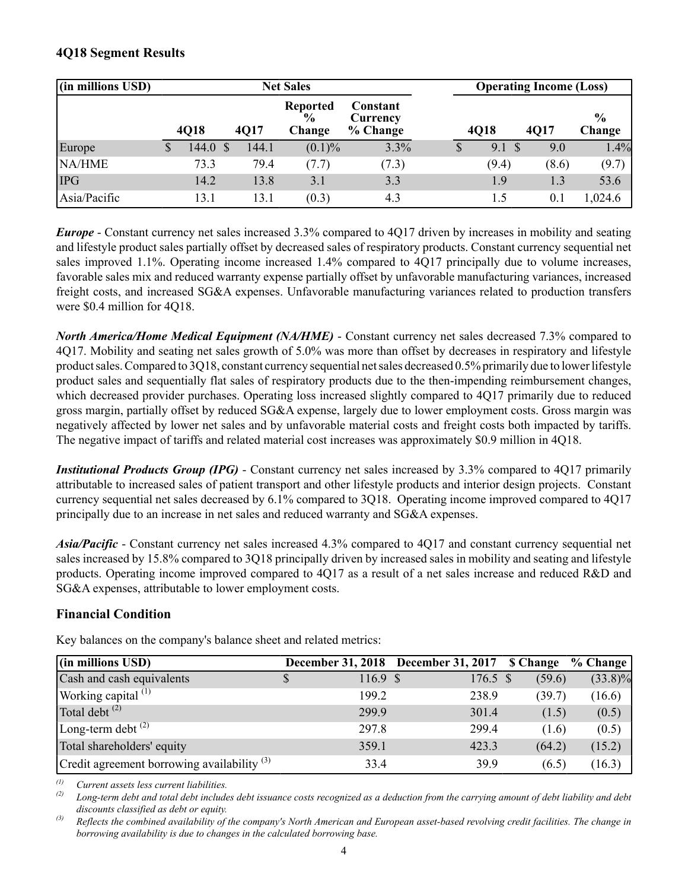## 4Q18 Segment Results

| (in millions USD) | Net Sales | | | | Operating Income (Loss) | | |
|---|---|---|---|---|---|---|---|
| | 4Q18 | 4Q17 | Reported % Change | Constant Currency % Change | 4Q18 | 4Q17 | % Change |
| Europe | $ 144.0 | $ 144.1 | (0.1)% | 3.3% | $ 9.1 | $ 9.0 | 1.4% |
| NA/HME | 73.3 | 79.4 | (7.7) | (7.3) | (9.4) | (8.6) | (9.7) |
| IPG | 14.2 | 13.8 | 3.1 | 3.3 | 1.9 | 1.3 | 53.6 |
| Asia/Pacific | 13.1 | 13.1 | (0.3) | 4.3 | 1.5 | 0.1 | 1,024.6 |

***Europe*** - Constant currency net sales increased 3.3% compared to 4Q17 driven by increases in mobility and seating and lifestyle product sales partially offset by decreased sales of respiratory products. Constant currency sequential net sales improved 1.1%. Operating income increased 1.4% compared to 4Q17 principally due to volume increases, favorable sales mix and reduced warranty expense partially offset by unfavorable manufacturing variances, increased freight costs, and increased SG&A expenses. Unfavorable manufacturing variances related to production transfers were $0.4 million for 4Q18.

***North America/Home Medical Equipment (NA/HME)*** - Constant currency net sales decreased 7.3% compared to 4Q17. Mobility and seating net sales growth of 5.0% was more than offset by decreases in respiratory and lifestyle product sales. Compared to 3Q18, constant currency sequential net sales decreased 0.5% primarily due to lower lifestyle product sales and sequentially flat sales of respiratory products due to the then-impending reimbursement changes, which decreased provider purchases. Operating loss increased slightly compared to 4Q17 primarily due to reduced gross margin, partially offset by reduced SG&A expense, largely due to lower employment costs. Gross margin was negatively affected by lower net sales and by unfavorable material costs and freight costs both impacted by tariffs. The negative impact of tariffs and related material cost increases was approximately $0.9 million in 4Q18.

***Institutional Products Group (IPG)*** - Constant currency net sales increased by 3.3% compared to 4Q17 primarily attributable to increased sales of patient transport and other lifestyle products and interior design projects. Constant currency sequential net sales decreased by 6.1% compared to 3Q18. Operating income improved compared to 4Q17 principally due to an increase in net sales and reduced warranty and SG&A expenses.

***Asia/Pacific*** - Constant currency net sales increased 4.3% compared to 4Q17 and constant currency sequential net sales increased by 15.8% compared to 3Q18 principally driven by increased sales in mobility and seating and lifestyle products. Operating income improved compared to 4Q17 as a result of a net sales increase and reduced R&D and SG&A expenses, attributable to lower employment costs.

## Financial Condition

Key balances on the company's balance sheet and related metrics:

| (in millions USD) | December 31, 2018 | December 31, 2017 | $ Change | % Change |
|---|---|---|---|---|
| Cash and cash equivalents | $ 116.9 | $ 176.5 | $ (59.6) | (33.8)% |
| Working capital [(1)] | 199.2 | 238.9 | (39.7) | (16.6) |
| Total debt [(2)] | 299.9 | 301.4 | (1.5) | (0.5) |
| Long-term debt [(2)] | 297.8 | 299.4 | (1.6) | (0.5) |
| Total shareholders' equity | 359.1 | 423.3 | (64.2) | (15.2) |
| Credit agreement borrowing availability [(3)] | 33.4 | 39.9 | (6.5) | (16.3) |

[(1)] *Current assets less current liabilities.*

[(2)] *Long-term debt and total debt includes debt issuance costs recognized as a deduction from the carrying amount of debt liability and debt discounts classified as debt or equity.*

[(3)] *Reflects the combined availability of the company's North American and European asset-based revolving credit facilities. The change in borrowing availability is due to changes in the calculated borrowing base.*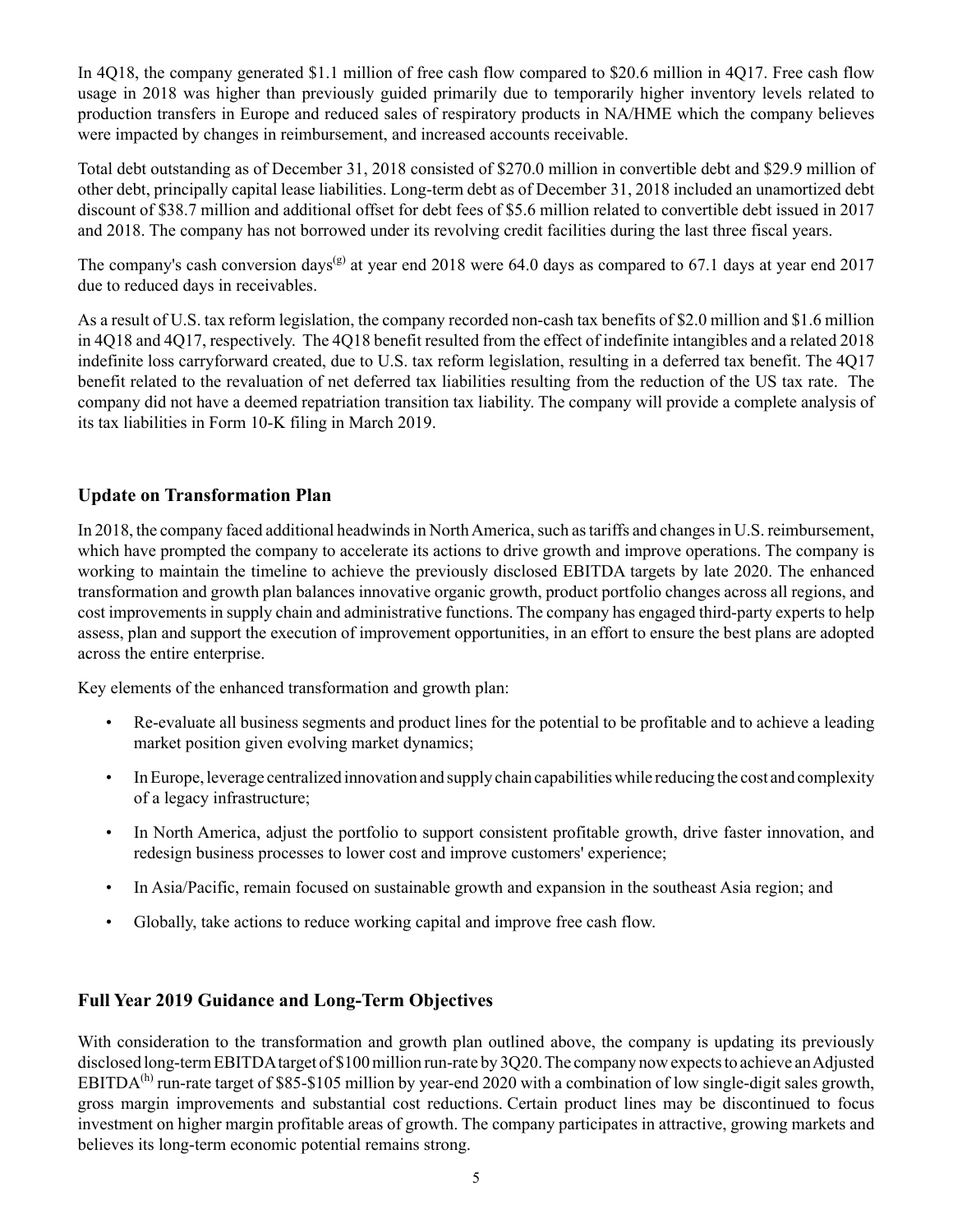In 4Q18, the company generated $1.1 million of free cash flow compared to $20.6 million in 4Q17. Free cash flow usage in 2018 was higher than previously guided primarily due to temporarily higher inventory levels related to production transfers in Europe and reduced sales of respiratory products in NA/HME which the company believes were impacted by changes in reimbursement, and increased accounts receivable.

Total debt outstanding as of December 31, 2018 consisted of $270.0 million in convertible debt and $29.9 million of other debt, principally capital lease liabilities. Long-term debt as of December 31, 2018 included an unamortized debt discount of $38.7 million and additional offset for debt fees of $5.6 million related to convertible debt issued in 2017 and 2018. The company has not borrowed under its revolving credit facilities during the last three fiscal years.

The company's cash conversion days[(g)] at year end 2018 were 64.0 days as compared to 67.1 days at year end 2017 due to reduced days in receivables.

As a result of U.S. tax reform legislation, the company recorded non-cash tax benefits of $2.0 million and $1.6 million in 4Q18 and 4Q17, respectively. The 4Q18 benefit resulted from the effect of indefinite intangibles and a related 2018 indefinite loss carryforward created, due to U.S. tax reform legislation, resulting in a deferred tax benefit. The 4Q17 benefit related to the revaluation of net deferred tax liabilities resulting from the reduction of the US tax rate. The company did not have a deemed repatriation transition tax liability. The company will provide a complete analysis of its tax liabilities in Form 10-K filing in March 2019.

## Update on Transformation Plan

In 2018, the company faced additional headwinds in North America, such as tariffs and changes in U.S. reimbursement, which have prompted the company to accelerate its actions to drive growth and improve operations. The company is working to maintain the timeline to achieve the previously disclosed EBITDA targets by late 2020. The enhanced transformation and growth plan balances innovative organic growth, product portfolio changes across all regions, and cost improvements in supply chain and administrative functions. The company has engaged third-party experts to help assess, plan and support the execution of improvement opportunities, in an effort to ensure the best plans are adopted across the entire enterprise.

Key elements of the enhanced transformation and growth plan:

- Re-evaluate all business segments and product lines for the potential to be profitable and to achieve a leading market position given evolving market dynamics;
- In Europe, leverage centralized innovation and supply chain capabilities while reducing the cost and complexity of a legacy infrastructure;
- In North America, adjust the portfolio to support consistent profitable growth, drive faster innovation, and redesign business processes to lower cost and improve customers' experience;
- In Asia/Pacific, remain focused on sustainable growth and expansion in the southeast Asia region; and
- Globally, take actions to reduce working capital and improve free cash flow.

## Full Year 2019 Guidance and Long-Term Objectives

With consideration to the transformation and growth plan outlined above, the company is updating its previously disclosed long-term EBITDA target of $100 million run-rate by 3Q20. The company now expects to achieve an Adjusted EBITDA[(h)] run-rate target of $85-$105 million by year-end 2020 with a combination of low single-digit sales growth, gross margin improvements and substantial cost reductions. Certain product lines may be discontinued to focus investment on higher margin profitable areas of growth. The company participates in attractive, growing markets and believes its long-term economic potential remains strong.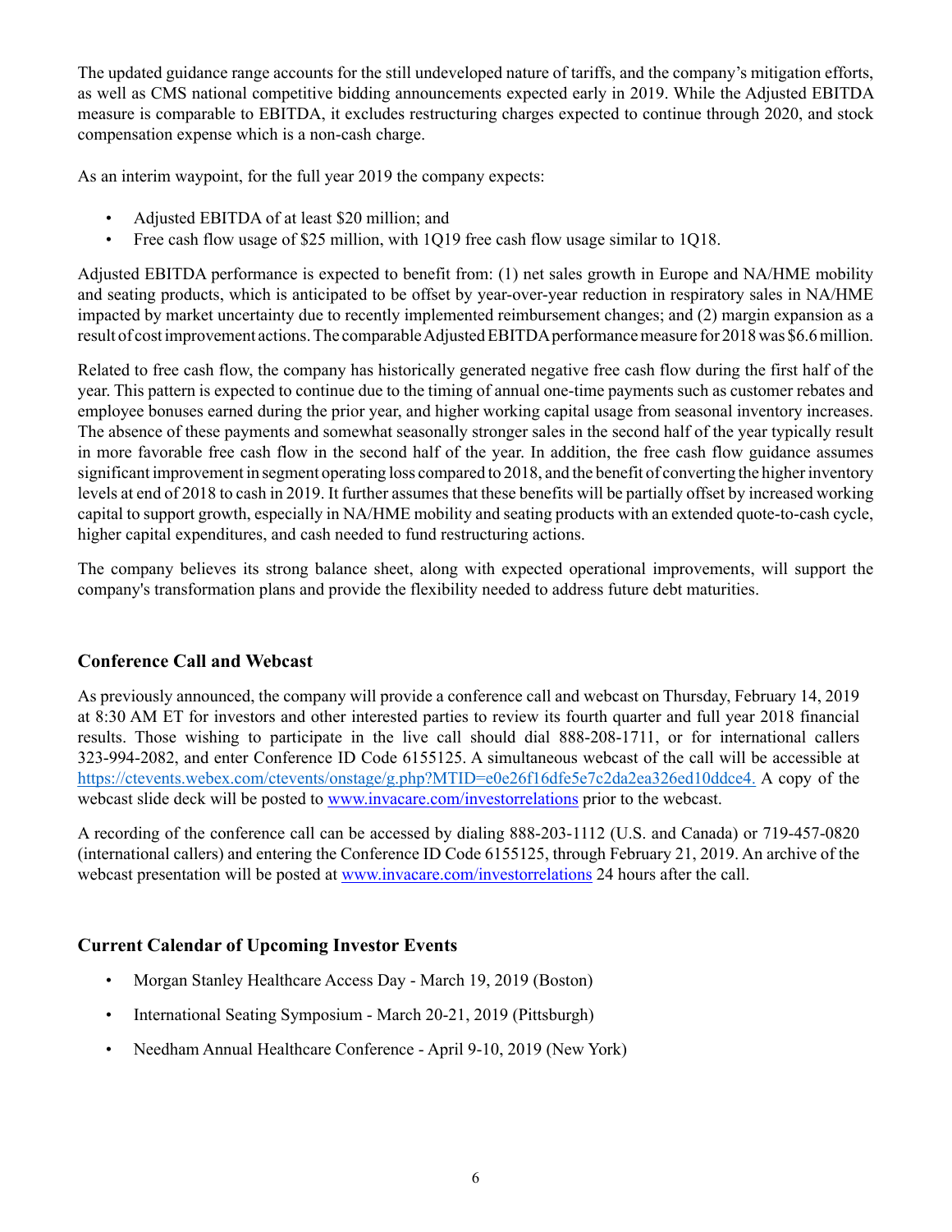The updated guidance range accounts for the still undeveloped nature of tariffs, and the company's mitigation efforts, as well as CMS national competitive bidding announcements expected early in 2019. While the Adjusted EBITDA measure is comparable to EBITDA, it excludes restructuring charges expected to continue through 2020, and stock compensation expense which is a non-cash charge.

As an interim waypoint, for the full year 2019 the company expects:

- Adjusted EBITDA of at least $20 million; and
- Free cash flow usage of $25 million, with 1Q19 free cash flow usage similar to 1Q18.

Adjusted EBITDA performance is expected to benefit from: (1) net sales growth in Europe and NA/HME mobility and seating products, which is anticipated to be offset by year-over-year reduction in respiratory sales in NA/HME impacted by market uncertainty due to recently implemented reimbursement changes; and (2) margin expansion as a result of cost improvement actions. The comparable Adjusted EBITDA performance measure for 2018 was $6.6 million.

Related to free cash flow, the company has historically generated negative free cash flow during the first half of the year. This pattern is expected to continue due to the timing of annual one-time payments such as customer rebates and employee bonuses earned during the prior year, and higher working capital usage from seasonal inventory increases. The absence of these payments and somewhat seasonally stronger sales in the second half of the year typically result in more favorable free cash flow in the second half of the year. In addition, the free cash flow guidance assumes significant improvement in segment operating loss compared to 2018, and the benefit of converting the higher inventory levels at end of 2018 to cash in 2019. It further assumes that these benefits will be partially offset by increased working capital to support growth, especially in NA/HME mobility and seating products with an extended quote-to-cash cycle, higher capital expenditures, and cash needed to fund restructuring actions.

The company believes its strong balance sheet, along with expected operational improvements, will support the company's transformation plans and provide the flexibility needed to address future debt maturities.

### Conference Call and Webcast

As previously announced, the company will provide a conference call and webcast on Thursday, February 14, 2019 at 8:30 AM ET for investors and other interested parties to review its fourth quarter and full year 2018 financial results. Those wishing to participate in the live call should dial 888-208-1711, or for international callers 323-994-2082, and enter Conference ID Code 6155125. A simultaneous webcast of the call will be accessible at https://ctevents.webex.com/ctevents/onstage/g.php?MTID=e0e26f16dfe5e7c2da2ea326ed10ddce4. A copy of the webcast slide deck will be posted to www.invacare.com/investorrelations prior to the webcast.

A recording of the conference call can be accessed by dialing 888-203-1112 (U.S. and Canada) or 719-457-0820 (international callers) and entering the Conference ID Code 6155125, through February 21, 2019. An archive of the webcast presentation will be posted at www.invacare.com/investorrelations 24 hours after the call.

### Current Calendar of Upcoming Investor Events

- Morgan Stanley Healthcare Access Day - March 19, 2019 (Boston)
- International Seating Symposium - March 20-21, 2019 (Pittsburgh)
- Needham Annual Healthcare Conference - April 9-10, 2019 (New York)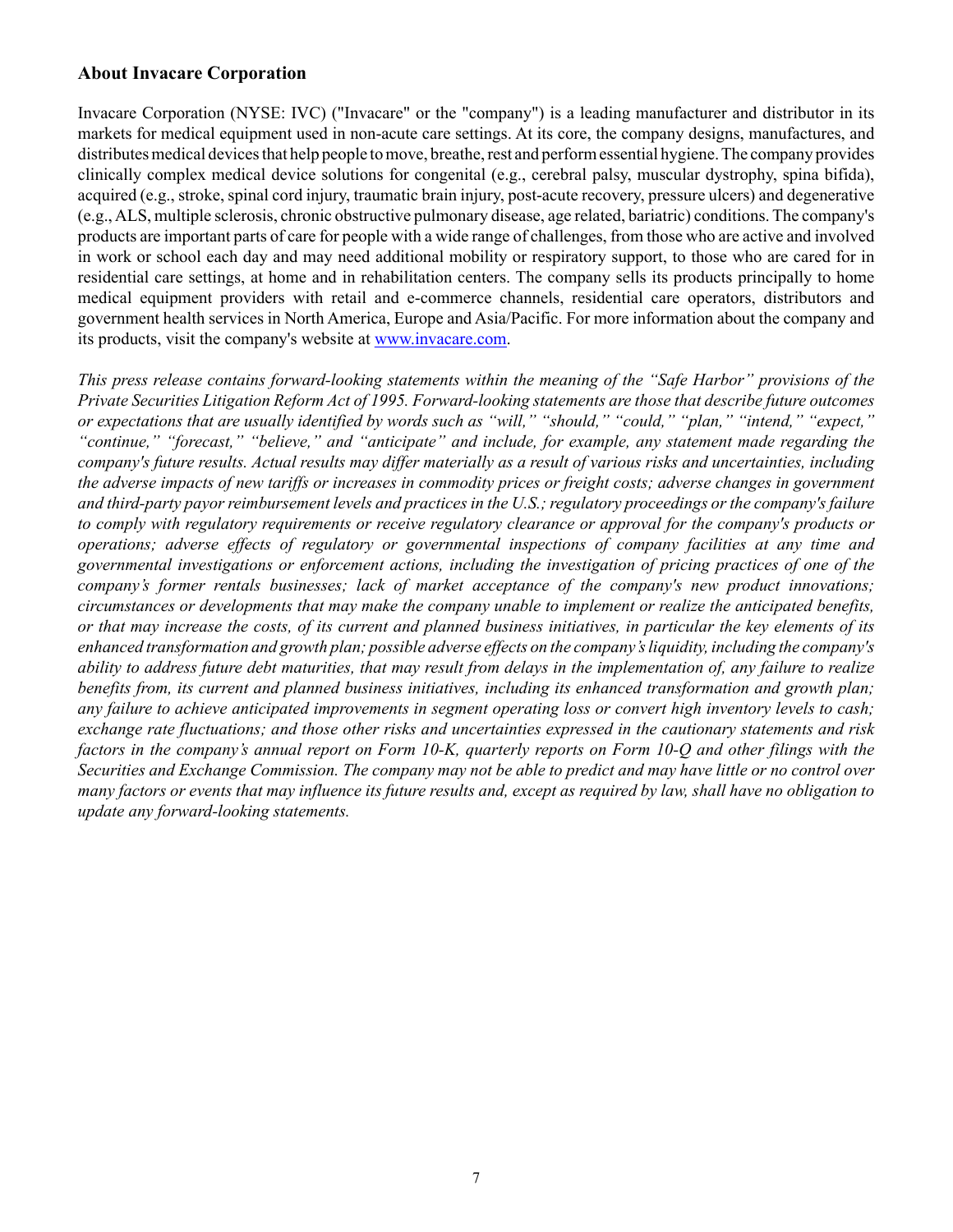## About Invacare Corporation

Invacare Corporation (NYSE: IVC) ("Invacare" or the "company") is a leading manufacturer and distributor in its markets for medical equipment used in non-acute care settings. At its core, the company designs, manufactures, and distributes medical devices that help people to move, breathe, rest and perform essential hygiene. The company provides clinically complex medical device solutions for congenital (e.g., cerebral palsy, muscular dystrophy, spina bifida), acquired (e.g., stroke, spinal cord injury, traumatic brain injury, post-acute recovery, pressure ulcers) and degenerative (e.g., ALS, multiple sclerosis, chronic obstructive pulmonary disease, age related, bariatric) conditions. The company's products are important parts of care for people with a wide range of challenges, from those who are active and involved in work or school each day and may need additional mobility or respiratory support, to those who are cared for in residential care settings, at home and in rehabilitation centers. The company sells its products principally to home medical equipment providers with retail and e-commerce channels, residential care operators, distributors and government health services in North America, Europe and Asia/Pacific. For more information about the company and its products, visit the company's website at [www.invacare.com](http://www.invacare.com).

*This press release contains forward-looking statements within the meaning of the "Safe Harbor" provisions of the Private Securities Litigation Reform Act of 1995. Forward-looking statements are those that describe future outcomes or expectations that are usually identified by words such as "will," "should," "could," "plan," "intend," "expect," "continue," "forecast," "believe," and "anticipate" and include, for example, any statement made regarding the company's future results. Actual results may differ materially as a result of various risks and uncertainties, including the adverse impacts of new tariffs or increases in commodity prices or freight costs; adverse changes in government and third-party payor reimbursement levels and practices in the U.S.; regulatory proceedings or the company's failure to comply with regulatory requirements or receive regulatory clearance or approval for the company's products or operations; adverse effects of regulatory or governmental inspections of company facilities at any time and governmental investigations or enforcement actions, including the investigation of pricing practices of one of the company's former rentals businesses; lack of market acceptance of the company's new product innovations; circumstances or developments that may make the company unable to implement or realize the anticipated benefits, or that may increase the costs, of its current and planned business initiatives, in particular the key elements of its enhanced transformation and growth plan; possible adverse effects on the company's liquidity, including the company's ability to address future debt maturities, that may result from delays in the implementation of, any failure to realize benefits from, its current and planned business initiatives, including its enhanced transformation and growth plan; any failure to achieve anticipated improvements in segment operating loss or convert high inventory levels to cash; exchange rate fluctuations; and those other risks and uncertainties expressed in the cautionary statements and risk factors in the company's annual report on Form 10-K, quarterly reports on Form 10-Q and other filings with the Securities and Exchange Commission. The company may not be able to predict and may have little or no control over many factors or events that may influence its future results and, except as required by law, shall have no obligation to update any forward-looking statements.*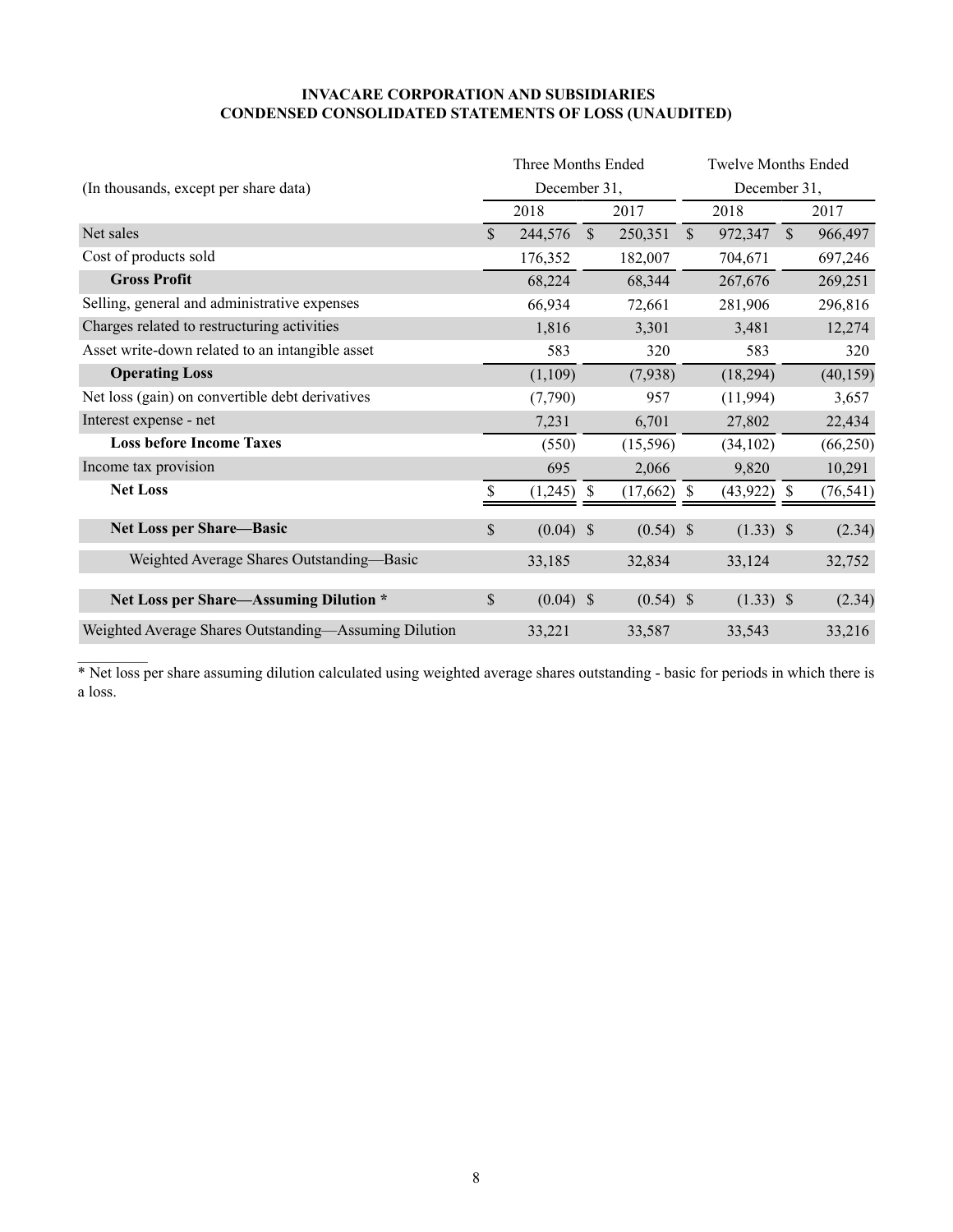**INVACARE CORPORATION AND SUBSIDIARIES**
**CONDENSED CONSOLIDATED STATEMENTS OF LOSS (UNAUDITED)**

| (In thousands, except per share data) | Three Months Ended December 31, | | Twelve Months Ended December 31, | |
|---|---|---|---|---|
| | 2018 | 2017 | 2018 | 2017 |
| Net sales | $ 244,576 | $ 250,351 | $ 972,347 | $ 966,497 |
| Cost of products sold | 176,352 | 182,007 | 704,671 | 697,246 |
| **Gross Profit** | 68,224 | 68,344 | 267,676 | 269,251 |
| Selling, general and administrative expenses | 66,934 | 72,661 | 281,906 | 296,816 |
| Charges related to restructuring activities | 1,816 | 3,301 | 3,481 | 12,274 |
| Asset write-down related to an intangible asset | 583 | 320 | 583 | 320 |
| **Operating Loss** | (1,109) | (7,938) | (18,294) | (40,159) |
| Net loss (gain) on convertible debt derivatives | (7,790) | 957 | (11,994) | 3,657 |
| Interest expense - net | 7,231 | 6,701 | 27,802 | 22,434 |
| **Loss before Income Taxes** | (550) | (15,596) | (34,102) | (66,250) |
| Income tax provision | 695 | 2,066 | 9,820 | 10,291 |
| **Net Loss** | $ (1,245) | $ (17,662) | $ (43,922) | $ (76,541) |
| **Net Loss per Share—Basic** | $ (0.04) | $ (0.54) | $ (1.33) | $ (2.34) |
| Weighted Average Shares Outstanding—Basic | 33,185 | 32,834 | 33,124 | 32,752 |
| **Net Loss per Share—Assuming Dilution \*** | $ (0.04) | $ (0.54) | $ (1.33) | $ (2.34) |
| Weighted Average Shares Outstanding—Assuming Dilution | 33,221 | 33,587 | 33,543 | 33,216 |

\* Net loss per share assuming dilution calculated using weighted average shares outstanding - basic for periods in which there is a loss.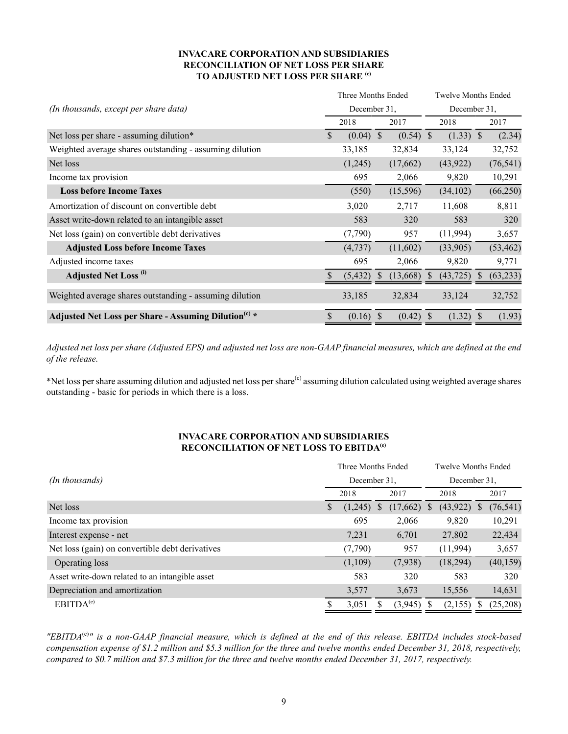**INVACARE CORPORATION AND SUBSIDIARIES**
**RECONCILIATION OF NET LOSS PER SHARE**
**TO ADJUSTED NET LOSS PER SHARE (c)**

| *(In thousands, except per share data)* | Three Months Ended December 31, 2018 | Three Months Ended December 31, 2017 | Twelve Months Ended December 31, 2018 | Twelve Months Ended December 31, 2017 |
|---|---|---|---|---|
| Net loss per share - assuming dilution* | $ (0.04) | $ (0.54) | $ (1.33) | $ (2.34) |
| Weighted average shares outstanding - assuming dilution | 33,185 | 32,834 | 33,124 | 32,752 |
| Net loss | (1,245) | (17,662) | (43,922) | (76,541) |
| Income tax provision | 695 | 2,066 | 9,820 | 10,291 |
| **Loss before Income Taxes** | (550) | (15,596) | (34,102) | (66,250) |
| Amortization of discount on convertible debt | 3,020 | 2,717 | 11,608 | 8,811 |
| Asset write-down related to an intangible asset | 583 | 320 | 583 | 320 |
| Net loss (gain) on convertible debt derivatives | (7,790) | 957 | (11,994) | 3,657 |
| **Adjusted Loss before Income Taxes** | (4,737) | (11,602) | (33,905) | (53,462) |
| Adjusted income taxes | 695 | 2,066 | 9,820 | 9,771 |
| **Adjusted Net Loss (i)** | $ (5,432) | $ (13,668) | $ (43,725) | $ (63,233) |
| Weighted average shares outstanding - assuming dilution | 33,185 | 32,834 | 33,124 | 32,752 |
| **Adjusted Net Loss per Share - Assuming Dilution(c) *** | $ (0.16) | $ (0.42) | $ (1.32) | $ (1.93) |

*Adjusted net loss per share (Adjusted EPS) and adjusted net loss are non-GAAP financial measures, which are defined at the end of the release.*

*Net loss per share assuming dilution and adjusted net loss per share(c) assuming dilution calculated using weighted average shares outstanding - basic for periods in which there is a loss.

**INVACARE CORPORATION AND SUBSIDIARIES**
**RECONCILIATION OF NET LOSS TO EBITDA(c)**

| *(In thousands)* | Three Months Ended December 31, 2018 | Three Months Ended December 31, 2017 | Twelve Months Ended December 31, 2018 | Twelve Months Ended December 31, 2017 |
|---|---|---|---|---|
| Net loss | $ (1,245) | $ (17,662) | $ (43,922) | $ (76,541) |
| Income tax provision | 695 | 2,066 | 9,820 | 10,291 |
| Interest expense - net | 7,231 | 6,701 | 27,802 | 22,434 |
| Net loss (gain) on convertible debt derivatives | (7,790) | 957 | (11,994) | 3,657 |
| Operating loss | (1,109) | (7,938) | (18,294) | (40,159) |
| Asset write-down related to an intangible asset | 583 | 320 | 583 | 320 |
| Depreciation and amortization | 3,577 | 3,673 | 15,556 | 14,631 |
| EBITDA(c) | $ 3,051 | $ (3,945) | $ (2,155) | $ (25,208) |

*"EBITDA(c)" is a non-GAAP financial measure, which is defined at the end of this release. EBITDA includes stock-based compensation expense of $1.2 million and $5.3 million for the three and twelve months ended December 31, 2018, respectively, compared to $0.7 million and $7.3 million for the three and twelve months ended December 31, 2017, respectively.*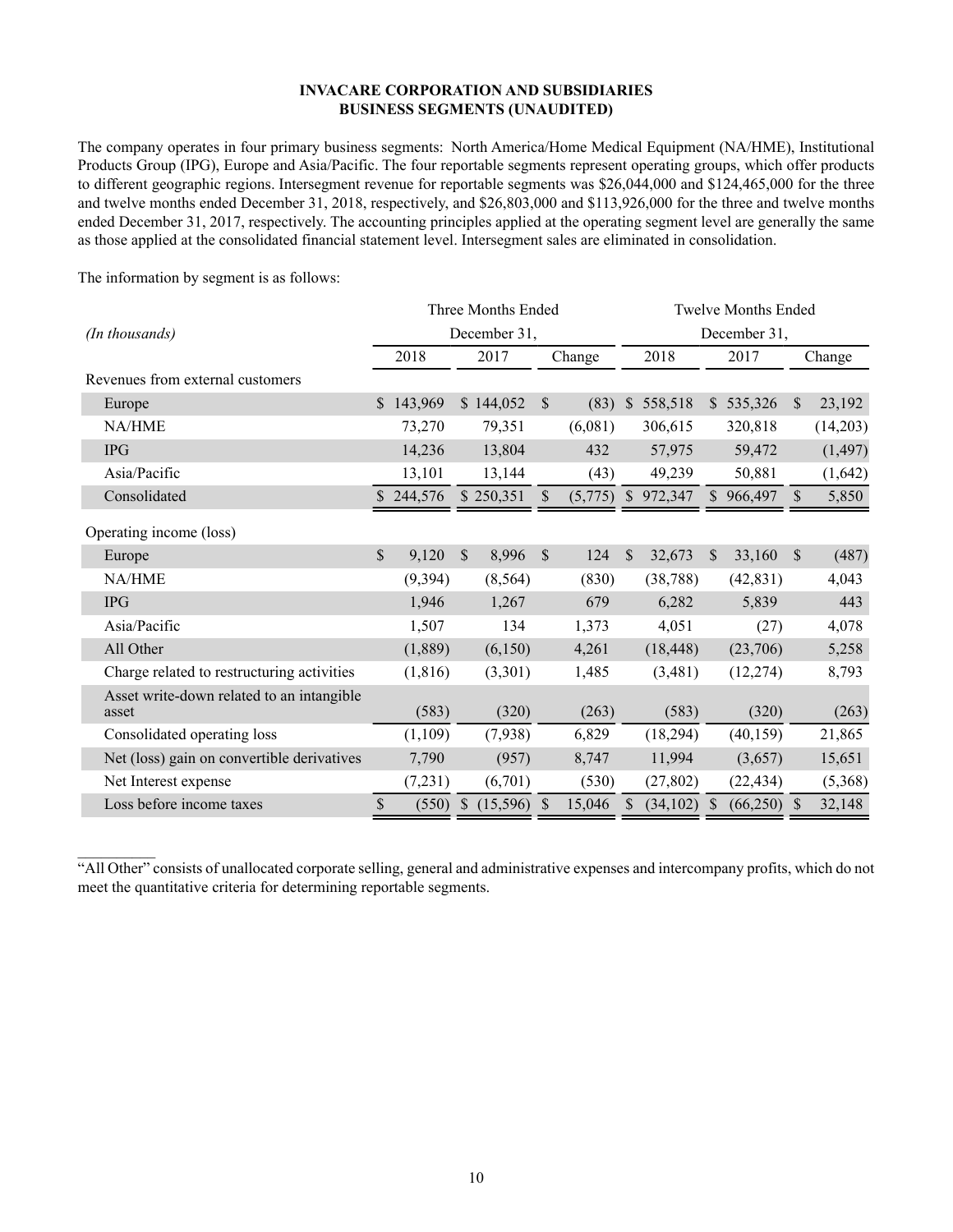**INVACARE CORPORATION AND SUBSIDIARIES**
**BUSINESS SEGMENTS (UNAUDITED)**

The company operates in four primary business segments: North America/Home Medical Equipment (NA/HME), Institutional Products Group (IPG), Europe and Asia/Pacific. The four reportable segments represent operating groups, which offer products to different geographic regions. Intersegment revenue for reportable segments was $26,044,000 and $124,465,000 for the three and twelve months ended December 31, 2018, respectively, and $26,803,000 and $113,926,000 for the three and twelve months ended December 31, 2017, respectively. The accounting principles applied at the operating segment level are generally the same as those applied at the consolidated financial statement level. Intersegment sales are eliminated in consolidation.

The information by segment is as follows:

| *(In thousands)* | Three Months Ended December 31, | | | Twelve Months Ended December 31, | | |
|---|---|---|---|---|---|---|
| | 2018 | 2017 | Change | 2018 | 2017 | Change |
| Revenues from external customers | | | | | | |
| Europe | $ 143,969 | $ 144,052 | $ (83) | $ 558,518 | $ 535,326 | $ 23,192 |
| NA/HME | 73,270 | 79,351 | (6,081) | 306,615 | 320,818 | (14,203) |
| IPG | 14,236 | 13,804 | 432 | 57,975 | 59,472 | (1,497) |
| Asia/Pacific | 13,101 | 13,144 | (43) | 49,239 | 50,881 | (1,642) |
| Consolidated | $ 244,576 | $ 250,351 | $ (5,775) | $ 972,347 | $ 966,497 | $ 5,850 |
| Operating income (loss) | | | | | | |
| Europe | $ 9,120 | $ 8,996 | $ 124 | $ 32,673 | $ 33,160 | $ (487) |
| NA/HME | (9,394) | (8,564) | (830) | (38,788) | (42,831) | 4,043 |
| IPG | 1,946 | 1,267 | 679 | 6,282 | 5,839 | 443 |
| Asia/Pacific | 1,507 | 134 | 1,373 | 4,051 | (27) | 4,078 |
| All Other | (1,889) | (6,150) | 4,261 | (18,448) | (23,706) | 5,258 |
| Charge related to restructuring activities | (1,816) | (3,301) | 1,485 | (3,481) | (12,274) | 8,793 |
| Asset write-down related to an intangible asset | (583) | (320) | (263) | (583) | (320) | (263) |
| Consolidated operating loss | (1,109) | (7,938) | 6,829 | (18,294) | (40,159) | 21,865 |
| Net (loss) gain on convertible derivatives | 7,790 | (957) | 8,747 | 11,994 | (3,657) | 15,651 |
| Net Interest expense | (7,231) | (6,701) | (530) | (27,802) | (22,434) | (5,368) |
| Loss before income taxes | $ (550) | $ (15,596) | $ 15,046 | $ (34,102) | $ (66,250) | $ 32,148 |

"All Other" consists of unallocated corporate selling, general and administrative expenses and intercompany profits, which do not meet the quantitative criteria for determining reportable segments.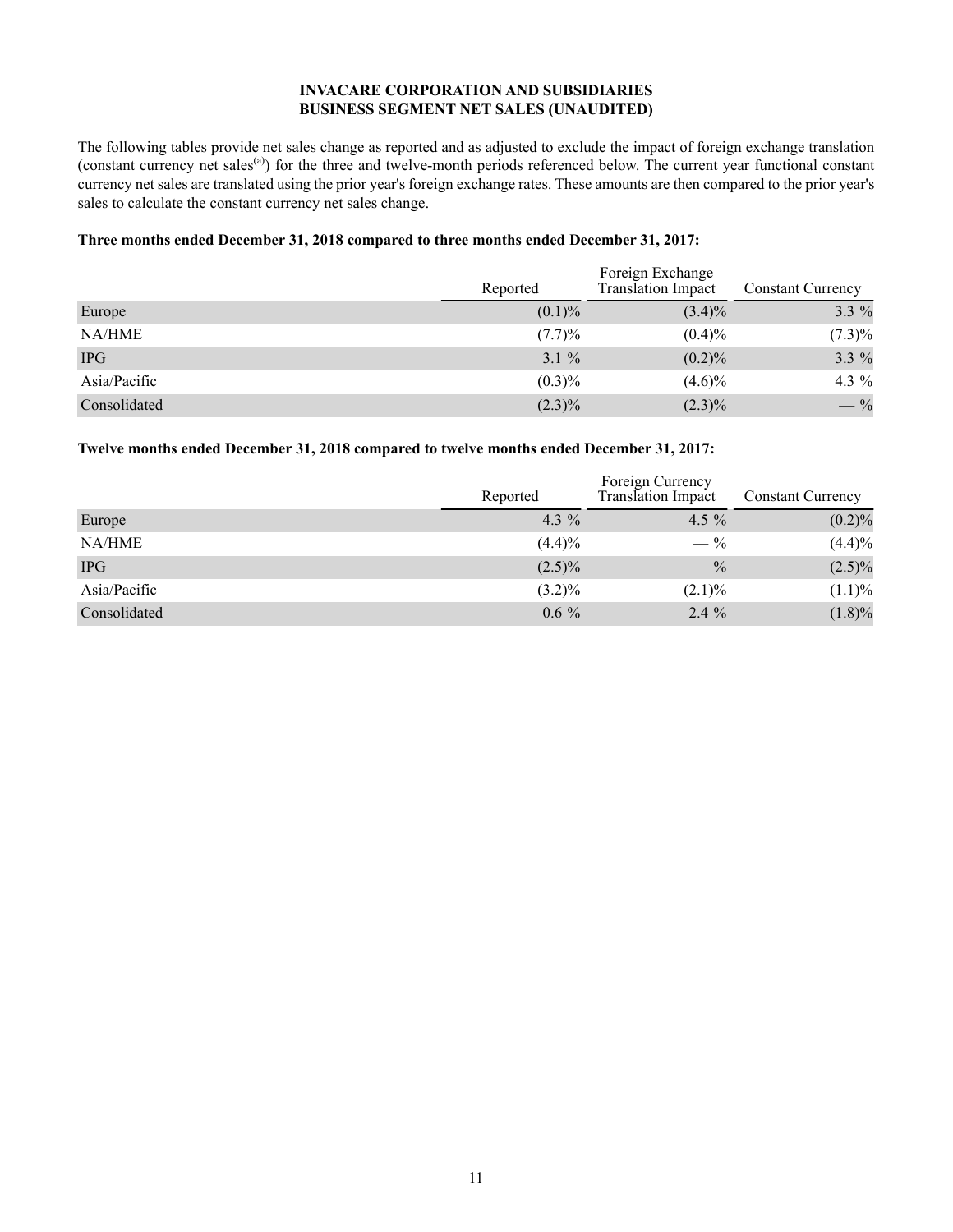**INVACARE CORPORATION AND SUBSIDIARIES**
**BUSINESS SEGMENT NET SALES (UNAUDITED)**

The following tables provide net sales change as reported and as adjusted to exclude the impact of foreign exchange translation (constant currency net sales[(a)]) for the three and twelve-month periods referenced below. The current year functional constant currency net sales are translated using the prior year's foreign exchange rates. These amounts are then compared to the prior year's sales to calculate the constant currency net sales change.

**Three months ended December 31, 2018 compared to three months ended December 31, 2017:**

| | Reported | Foreign Exchange Translation Impact | Constant Currency |
|---|---|---|---|
| Europe | (0.1)% | (3.4)% | 3.3 % |
| NA/HME | (7.7)% | (0.4)% | (7.3)% |
| IPG | 3.1 % | (0.2)% | 3.3 % |
| Asia/Pacific | (0.3)% | (4.6)% | 4.3 % |
| Consolidated | (2.3)% | (2.3)% | — % |

**Twelve months ended December 31, 2018 compared to twelve months ended December 31, 2017:**

| | Reported | Foreign Currency Translation Impact | Constant Currency |
|---|---|---|---|
| Europe | 4.3 % | 4.5 % | (0.2)% |
| NA/HME | (4.4)% | — % | (4.4)% |
| IPG | (2.5)% | — % | (2.5)% |
| Asia/Pacific | (3.2)% | (2.1)% | (1.1)% |
| Consolidated | 0.6 % | 2.4 % | (1.8)% |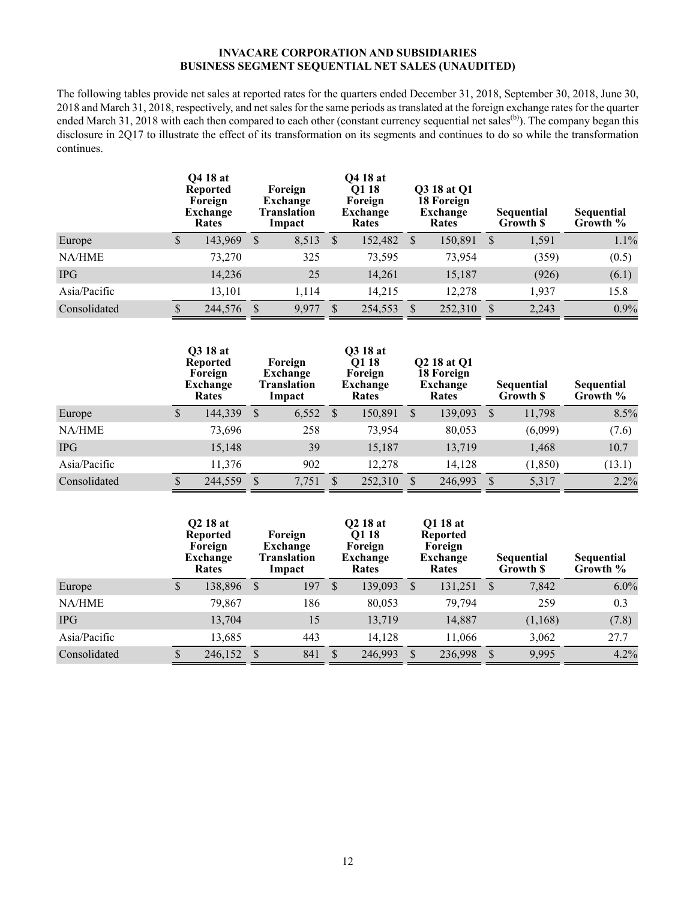**INVACARE CORPORATION AND SUBSIDIARIES**
**BUSINESS SEGMENT SEQUENTIAL NET SALES (UNAUDITED)**

The following tables provide net sales at reported rates for the quarters ended December 31, 2018, September 30, 2018, June 30, 2018 and March 31, 2018, respectively, and net sales for the same periods as translated at the foreign exchange rates for the quarter ended March 31, 2018 with each then compared to each other (constant currency sequential net sales[(b)]). The company began this disclosure in 2Q17 to illustrate the effect of its transformation on its segments and continues to do so while the transformation continues.

| | Q4 18 at Reported Foreign Exchange Rates | Foreign Exchange Translation Impact | Q4 18 at Q1 18 Foreign Exchange Rates | Q3 18 at Q1 18 Foreign Exchange Rates | Sequential Growth $ | Sequential Growth % |
|---|---|---|---|---|---|---|
| Europe | $ 143,969 | $ 8,513 | $ 152,482 | $ 150,891 | $ 1,591 | 1.1% |
| NA/HME | 73,270 | 325 | 73,595 | 73,954 | (359) | (0.5) |
| IPG | 14,236 | 25 | 14,261 | 15,187 | (926) | (6.1) |
| Asia/Pacific | 13,101 | 1,114 | 14,215 | 12,278 | 1,937 | 15.8 |
| Consolidated | $ 244,576 | $ 9,977 | $ 254,553 | $ 252,310 | $ 2,243 | 0.9% |

| | Q3 18 at Reported Foreign Exchange Rates | Foreign Exchange Translation Impact | Q3 18 at Q1 18 Foreign Exchange Rates | Q2 18 at Q1 18 Foreign Exchange Rates | Sequential Growth $ | Sequential Growth % |
|---|---|---|---|---|---|---|
| Europe | $ 144,339 | $ 6,552 | $ 150,891 | $ 139,093 | $ 11,798 | 8.5% |
| NA/HME | 73,696 | 258 | 73,954 | 80,053 | (6,099) | (7.6) |
| IPG | 15,148 | 39 | 15,187 | 13,719 | 1,468 | 10.7 |
| Asia/Pacific | 11,376 | 902 | 12,278 | 14,128 | (1,850) | (13.1) |
| Consolidated | $ 244,559 | $ 7,751 | $ 252,310 | $ 246,993 | $ 5,317 | 2.2% |

| | Q2 18 at Reported Foreign Exchange Rates | Foreign Exchange Translation Impact | Q2 18 at Q1 18 Foreign Exchange Rates | Q1 18 at Reported Foreign Exchange Rates | Sequential Growth $ | Sequential Growth % |
|---|---|---|---|---|---|---|
| Europe | $ 138,896 | $ 197 | $ 139,093 | $ 131,251 | $ 7,842 | 6.0% |
| NA/HME | 79,867 | 186 | 80,053 | 79,794 | 259 | 0.3 |
| IPG | 13,704 | 15 | 13,719 | 14,887 | (1,168) | (7.8) |
| Asia/Pacific | 13,685 | 443 | 14,128 | 11,066 | 3,062 | 27.7 |
| Consolidated | $ 246,152 | $ 841 | $ 246,993 | $ 236,998 | $ 9,995 | 4.2% |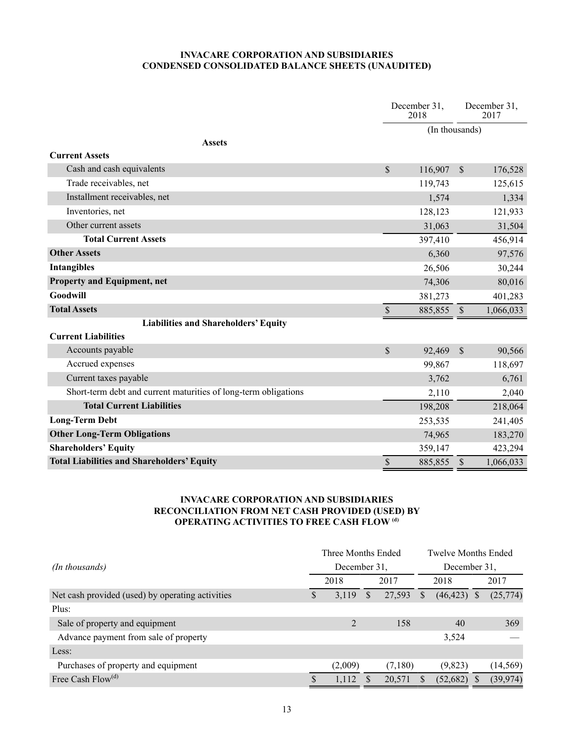**INVACARE CORPORATION AND SUBSIDIARIES**
**CONDENSED CONSOLIDATED BALANCE SHEETS (UNAUDITED)**

| | December 31, 2018 | December 31, 2017 |
|---|---|---|
| | (In thousands) | |
| **Assets** | | |
| **Current Assets** | | |
| Cash and cash equivalents | $ 116,907 | $ 176,528 |
| Trade receivables, net | 119,743 | 125,615 |
| Installment receivables, net | 1,574 | 1,334 |
| Inventories, net | 128,123 | 121,933 |
| Other current assets | 31,063 | 31,504 |
| **Total Current Assets** | 397,410 | 456,914 |
| **Other Assets** | 6,360 | 97,576 |
| **Intangibles** | 26,506 | 30,244 |
| **Property and Equipment, net** | 74,306 | 80,016 |
| **Goodwill** | 381,273 | 401,283 |
| **Total Assets** | $ 885,855 | $ 1,066,033 |
| **Liabilities and Shareholders' Equity** | | |
| **Current Liabilities** | | |
| Accounts payable | $ 92,469 | $ 90,566 |
| Accrued expenses | 99,867 | 118,697 |
| Current taxes payable | 3,762 | 6,761 |
| Short-term debt and current maturities of long-term obligations | 2,110 | 2,040 |
| **Total Current Liabilities** | 198,208 | 218,064 |
| **Long-Term Debt** | 253,535 | 241,405 |
| **Other Long-Term Obligations** | 74,965 | 183,270 |
| **Shareholders' Equity** | 359,147 | 423,294 |
| **Total Liabilities and Shareholders' Equity** | $ 885,855 | $ 1,066,033 |

**INVACARE CORPORATION AND SUBSIDIARIES**
**RECONCILIATION FROM NET CASH PROVIDED (USED) BY OPERATING ACTIVITIES TO FREE CASH FLOW [(d)]**

| *(In thousands)* | Three Months Ended December 31, 2018 | Three Months Ended December 31, 2017 | Twelve Months Ended December 31, 2018 | Twelve Months Ended December 31, 2017 |
|---|---|---|---|---|
| Net cash provided (used) by operating activities | $ 3,119 | $ 27,593 | $ (46,423) | $ (25,774) |
| Plus: | | | | |
| Sale of property and equipment | 2 | 158 | 40 | 369 |
| Advance payment from sale of property | | | 3,524 | — |
| Less: | | | | |
| Purchases of property and equipment | (2,009) | (7,180) | (9,823) | (14,569) |
| Free Cash Flow[(d)] | $ 1,112 | $ 20,571 | $ (52,682) | $ (39,974) |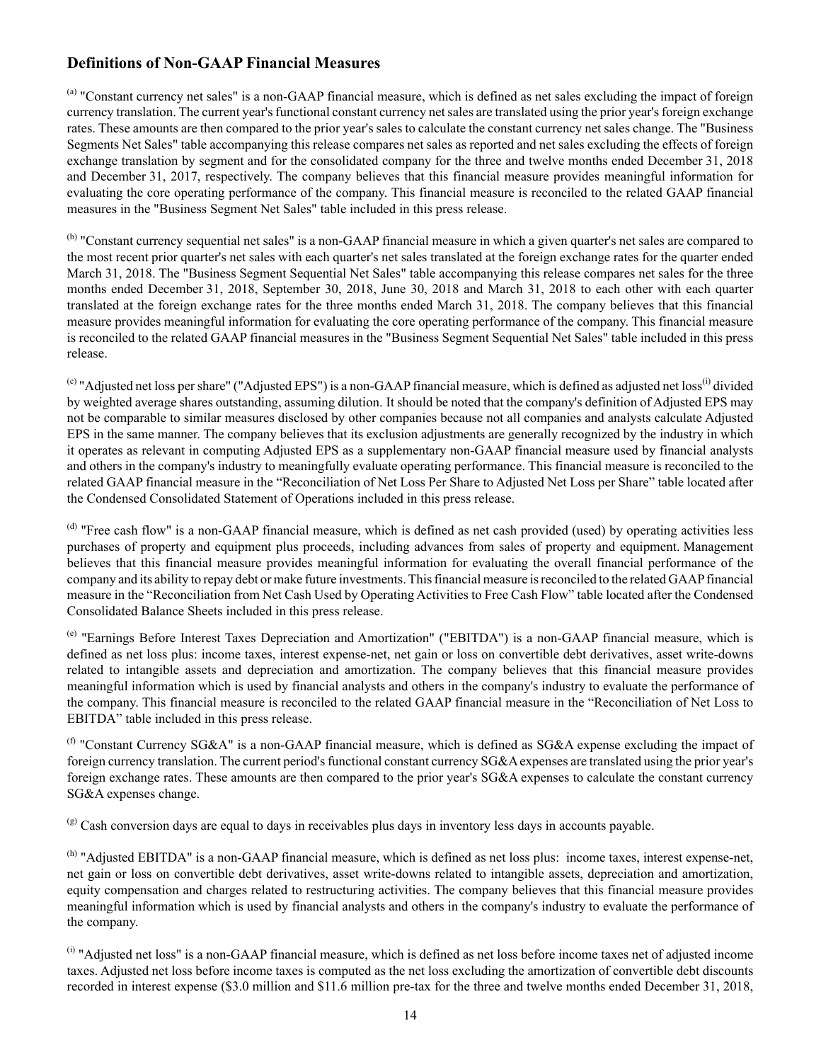## Definitions of Non-GAAP Financial Measures

[a] "Constant currency net sales" is a non-GAAP financial measure, which is defined as net sales excluding the impact of foreign currency translation. The current year's functional constant currency net sales are translated using the prior year's foreign exchange rates. These amounts are then compared to the prior year's sales to calculate the constant currency net sales change. The "Business Segments Net Sales" table accompanying this release compares net sales as reported and net sales excluding the effects of foreign exchange translation by segment and for the consolidated company for the three and twelve months ended December 31, 2018 and December 31, 2017, respectively. The company believes that this financial measure provides meaningful information for evaluating the core operating performance of the company. This financial measure is reconciled to the related GAAP financial measures in the "Business Segment Net Sales" table included in this press release.

[b] "Constant currency sequential net sales" is a non-GAAP financial measure in which a given quarter's net sales are compared to the most recent prior quarter's net sales with each quarter's net sales translated at the foreign exchange rates for the quarter ended March 31, 2018. The "Business Segment Sequential Net Sales" table accompanying this release compares net sales for the three months ended December 31, 2018, September 30, 2018, June 30, 2018 and March 31, 2018 to each other with each quarter translated at the foreign exchange rates for the three months ended March 31, 2018. The company believes that this financial measure provides meaningful information for evaluating the core operating performance of the company. This financial measure is reconciled to the related GAAP financial measures in the "Business Segment Sequential Net Sales" table included in this press release.

[c] "Adjusted net loss per share" ("Adjusted EPS") is a non-GAAP financial measure, which is defined as adjusted net loss[i] divided by weighted average shares outstanding, assuming dilution. It should be noted that the company's definition of Adjusted EPS may not be comparable to similar measures disclosed by other companies because not all companies and analysts calculate Adjusted EPS in the same manner. The company believes that its exclusion adjustments are generally recognized by the industry in which it operates as relevant in computing Adjusted EPS as a supplementary non-GAAP financial measure used by financial analysts and others in the company's industry to meaningfully evaluate operating performance. This financial measure is reconciled to the related GAAP financial measure in the "Reconciliation of Net Loss Per Share to Adjusted Net Loss per Share" table located after the Condensed Consolidated Statement of Operations included in this press release.

[d] "Free cash flow" is a non-GAAP financial measure, which is defined as net cash provided (used) by operating activities less purchases of property and equipment plus proceeds, including advances from sales of property and equipment. Management believes that this financial measure provides meaningful information for evaluating the overall financial performance of the company and its ability to repay debt or make future investments. This financial measure is reconciled to the related GAAP financial measure in the "Reconciliation from Net Cash Used by Operating Activities to Free Cash Flow" table located after the Condensed Consolidated Balance Sheets included in this press release.

[e] "Earnings Before Interest Taxes Depreciation and Amortization" ("EBITDA") is a non-GAAP financial measure, which is defined as net loss plus: income taxes, interest expense-net, net gain or loss on convertible debt derivatives, asset write-downs related to intangible assets and depreciation and amortization. The company believes that this financial measure provides meaningful information which is used by financial analysts and others in the company's industry to evaluate the performance of the company. This financial measure is reconciled to the related GAAP financial measure in the "Reconciliation of Net Loss to EBITDA" table included in this press release.

[f] "Constant Currency SG&A" is a non-GAAP financial measure, which is defined as SG&A expense excluding the impact of foreign currency translation. The current period's functional constant currency SG&A expenses are translated using the prior year's foreign exchange rates. These amounts are then compared to the prior year's SG&A expenses to calculate the constant currency SG&A expenses change.

[g] Cash conversion days are equal to days in receivables plus days in inventory less days in accounts payable.

[h] "Adjusted EBITDA" is a non-GAAP financial measure, which is defined as net loss plus: income taxes, interest expense-net, net gain or loss on convertible debt derivatives, asset write-downs related to intangible assets, depreciation and amortization, equity compensation and charges related to restructuring activities. The company believes that this financial measure provides meaningful information which is used by financial analysts and others in the company's industry to evaluate the performance of the company.

[i] "Adjusted net loss" is a non-GAAP financial measure, which is defined as net loss before income taxes net of adjusted income taxes. Adjusted net loss before income taxes is computed as the net loss excluding the amortization of convertible debt discounts recorded in interest expense ($3.0 million and $11.6 million pre-tax for the three and twelve months ended December 31, 2018,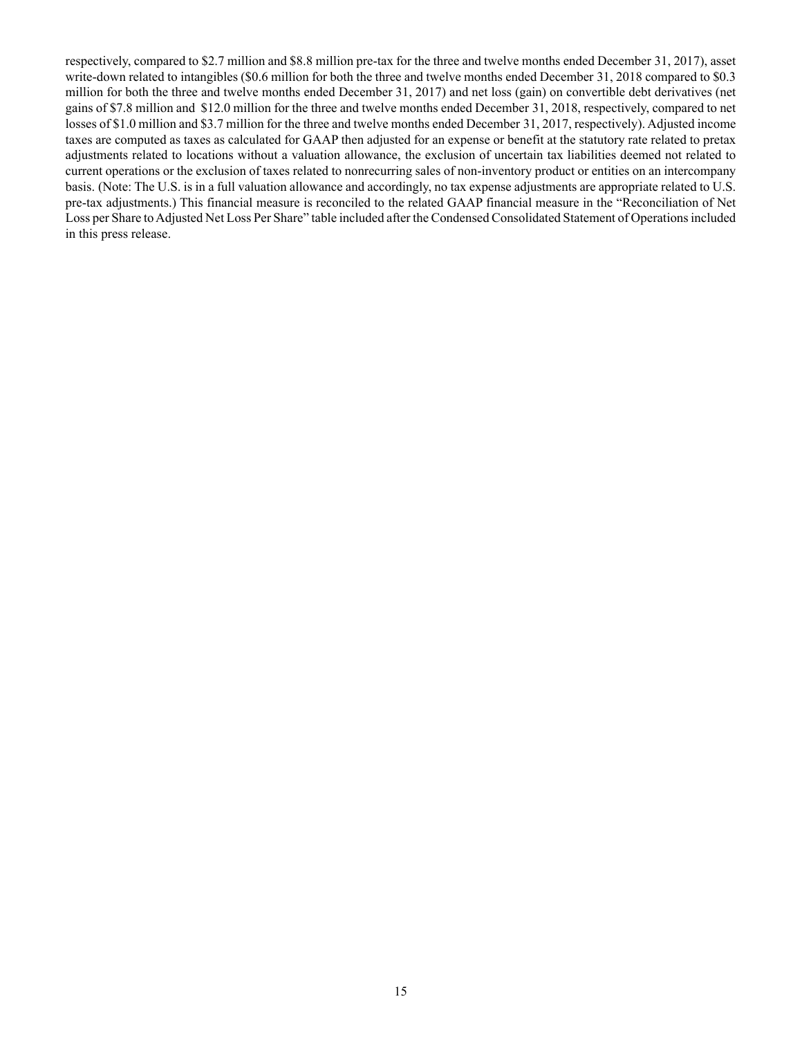respectively, compared to $2.7 million and $8.8 million pre-tax for the three and twelve months ended December 31, 2017), asset write-down related to intangibles ($0.6 million for both the three and twelve months ended December 31, 2018 compared to $0.3 million for both the three and twelve months ended December 31, 2017) and net loss (gain) on convertible debt derivatives (net gains of $7.8 million and $12.0 million for the three and twelve months ended December 31, 2018, respectively, compared to net losses of $1.0 million and $3.7 million for the three and twelve months ended December 31, 2017, respectively). Adjusted income taxes are computed as taxes as calculated for GAAP then adjusted for an expense or benefit at the statutory rate related to pretax adjustments related to locations without a valuation allowance, the exclusion of uncertain tax liabilities deemed not related to current operations or the exclusion of taxes related to nonrecurring sales of non-inventory product or entities on an intercompany basis. (Note: The U.S. is in a full valuation allowance and accordingly, no tax expense adjustments are appropriate related to U.S. pre-tax adjustments.) This financial measure is reconciled to the related GAAP financial measure in the "Reconciliation of Net Loss per Share to Adjusted Net Loss Per Share" table included after the Condensed Consolidated Statement of Operations included in this press release.